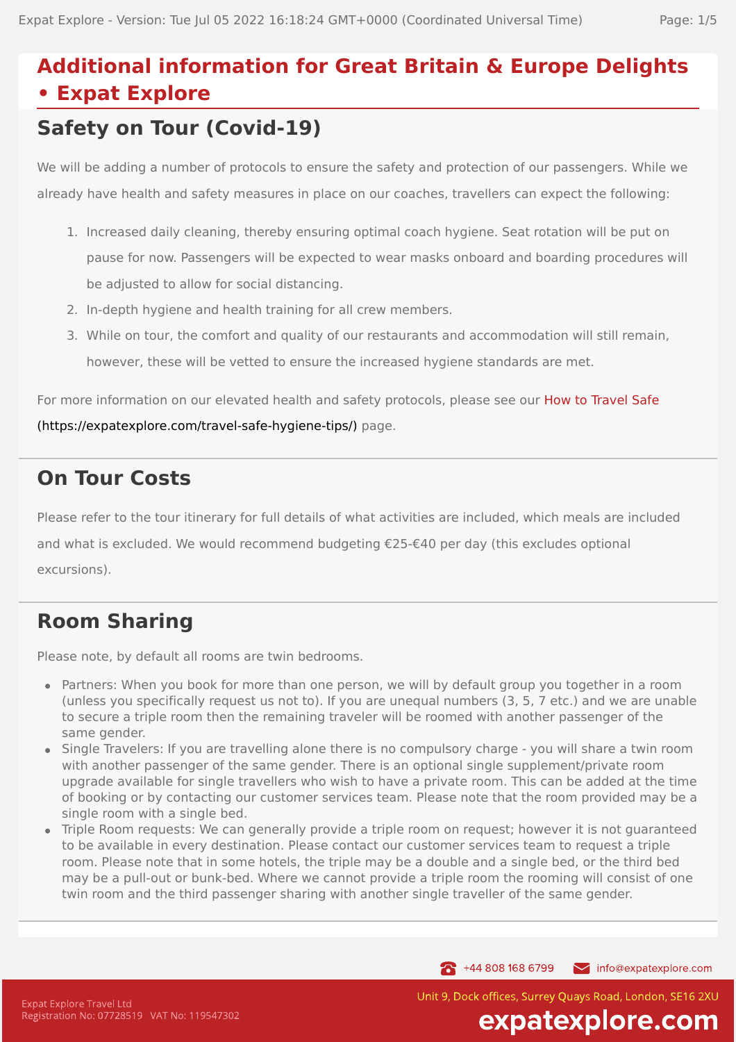# Additional information for Great Britain & Europe Delights • Expat Explore

## Safety on Tour (Covid-19)

We will be adding a number of protocols to ensure the safety and protection of our passengers. While we already have health and safety measures in place on our coaches, travellers can expect the following:

1. Increased daily cleaning, thereby ensuring optimal coach hygiene. Seat rotation will be put on pause for now. Passengers will be expected to wear masks onboard and boarding procedures will be adjusted to allow for social distancing.
2. In-depth hygiene and health training for all crew members.
3. While on tour, the comfort and quality of our restaurants and accommodation will still remain, however, these will be vetted to ensure the increased hygiene standards are met.

For more information on our elevated health and safety protocols, please see our How to Travel Safe (https://expatexplore.com/travel-safe-hygiene-tips/) page.

## On Tour Costs

Please refer to the tour itinerary for full details of what activities are included, which meals are included and what is excluded. We would recommend budgeting €25-€40 per day (this excludes optional excursions).

## Room Sharing

Please note, by default all rooms are twin bedrooms.

- Partners: When you book for more than one person, we will by default group you together in a room (unless you specifically request us not to). If you are unequal numbers (3, 5, 7 etc.) and we are unable to secure a triple room then the remaining traveler will be roomed with another passenger of the same gender.
- Single Travelers: If you are travelling alone there is no compulsory charge - you will share a twin room with another passenger of the same gender. There is an optional single supplement/private room upgrade available for single travellers who wish to have a private room. This can be added at the time of booking or by contacting our customer services team. Please note that the room provided may be a single room with a single bed.
- Triple Room requests: We can generally provide a triple room on request; however it is not guaranteed to be available in every destination. Please contact our customer services team to request a triple room. Please note that in some hotels, the triple may be a double and a single bed, or the third bed may be a pull-out or bunk-bed. Where we cannot provide a triple room the rooming will consist of one twin room and the third passenger sharing with another single traveller of the same gender.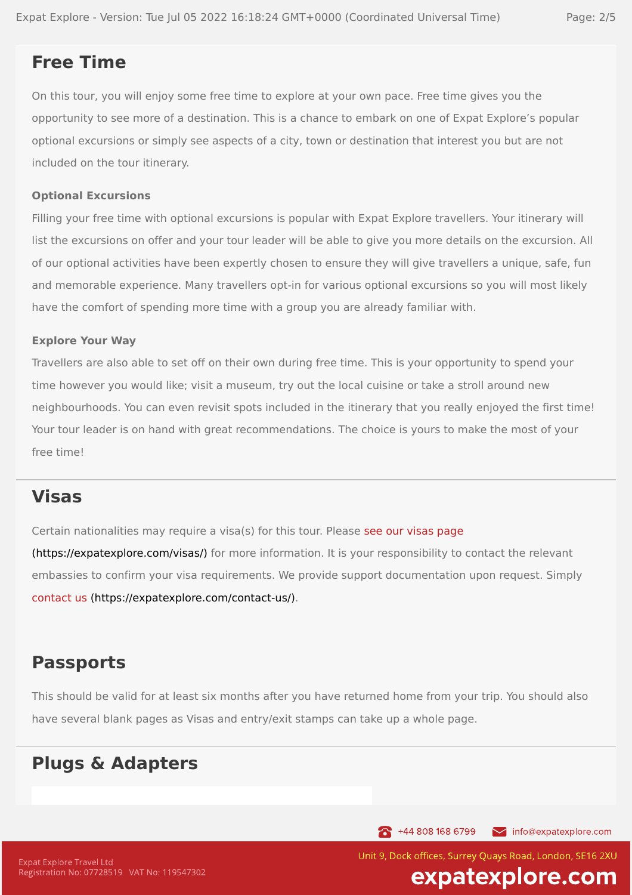## Free Time

On this tour, you will enjoy some free time to explore at your own pace. Free time gives you the opportunity to see more of a destination. This is a chance to embark on one of Expat Explore's popular optional excursions or simply see aspects of a city, town or destination that interest you but are not included on the tour itinerary.

### Optional Excursions

Filling your free time with optional excursions is popular with Expat Explore travellers. Your itinerary will list the excursions on offer and your tour leader will be able to give you more details on the excursion. All of our optional activities have been expertly chosen to ensure they will give travellers a unique, safe, fun and memorable experience. Many travellers opt-in for various optional excursions so you will most likely have the comfort of spending more time with a group you are already familiar with.

### Explore Your Way

Travellers are also able to set off on their own during free time. This is your opportunity to spend your time however you would like; visit a museum, try out the local cuisine or take a stroll around new neighbourhoods. You can even revisit spots included in the itinerary that you really enjoyed the first time! Your tour leader is on hand with great recommendations. The choice is yours to make the most of your free time!

## Visas

Certain nationalities may require a visa(s) for this tour. Please see our visas page (https://expatexplore.com/visas/) for more information. It is your responsibility to contact the relevant embassies to confirm your visa requirements. We provide support documentation upon request. Simply contact us (https://expatexplore.com/contact-us/).

## Passports

This should be valid for at least six months after you have returned home from your trip. You should also have several blank pages as Visas and entry/exit stamps can take up a whole page.

## Plugs & Adapters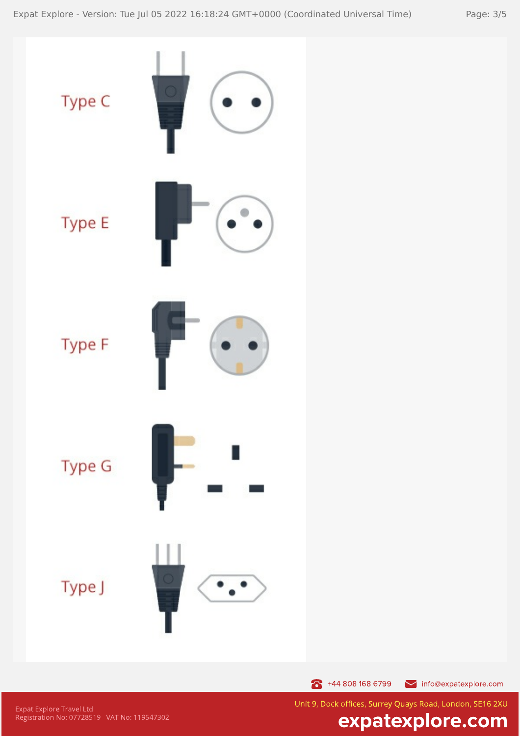Type C

Type E

Type F

Type G

Type J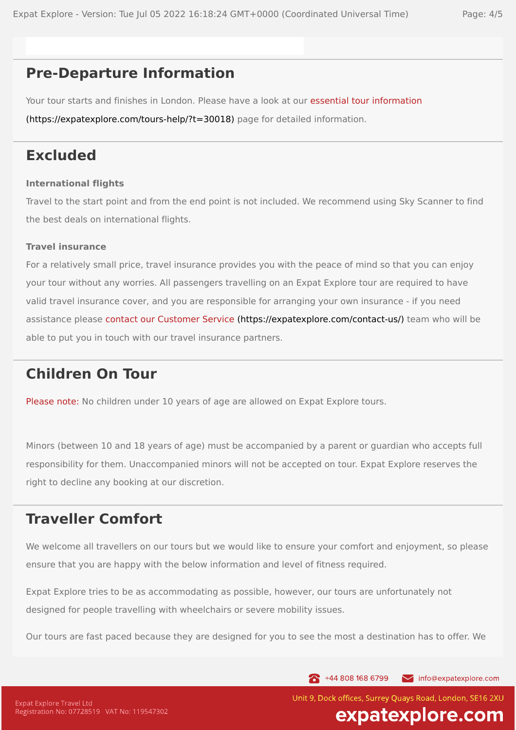## Pre-Departure Information

Your tour starts and finishes in London. Please have a look at our essential tour information (https://expatexplore.com/tours-help/?t=30018) page for detailed information.

## Excluded

**International flights**

Travel to the start point and from the end point is not included. We recommend using Sky Scanner to find the best deals on international flights.

**Travel insurance**

For a relatively small price, travel insurance provides you with the peace of mind so that you can enjoy your tour without any worries. All passengers travelling on an Expat Explore tour are required to have valid travel insurance cover, and you are responsible for arranging your own insurance - if you need assistance please contact our Customer Service (https://expatexplore.com/contact-us/) team who will be able to put you in touch with our travel insurance partners.

## Children On Tour

Please note: No children under 10 years of age are allowed on Expat Explore tours.

Minors (between 10 and 18 years of age) must be accompanied by a parent or guardian who accepts full responsibility for them. Unaccompanied minors will not be accepted on tour. Expat Explore reserves the right to decline any booking at our discretion.

## Traveller Comfort

We welcome all travellers on our tours but we would like to ensure your comfort and enjoyment, so please ensure that you are happy with the below information and level of fitness required.

Expat Explore tries to be as accommodating as possible, however, our tours are unfortunately not designed for people travelling with wheelchairs or severe mobility issues.

Our tours are fast paced because they are designed for you to see the most a destination has to offer. We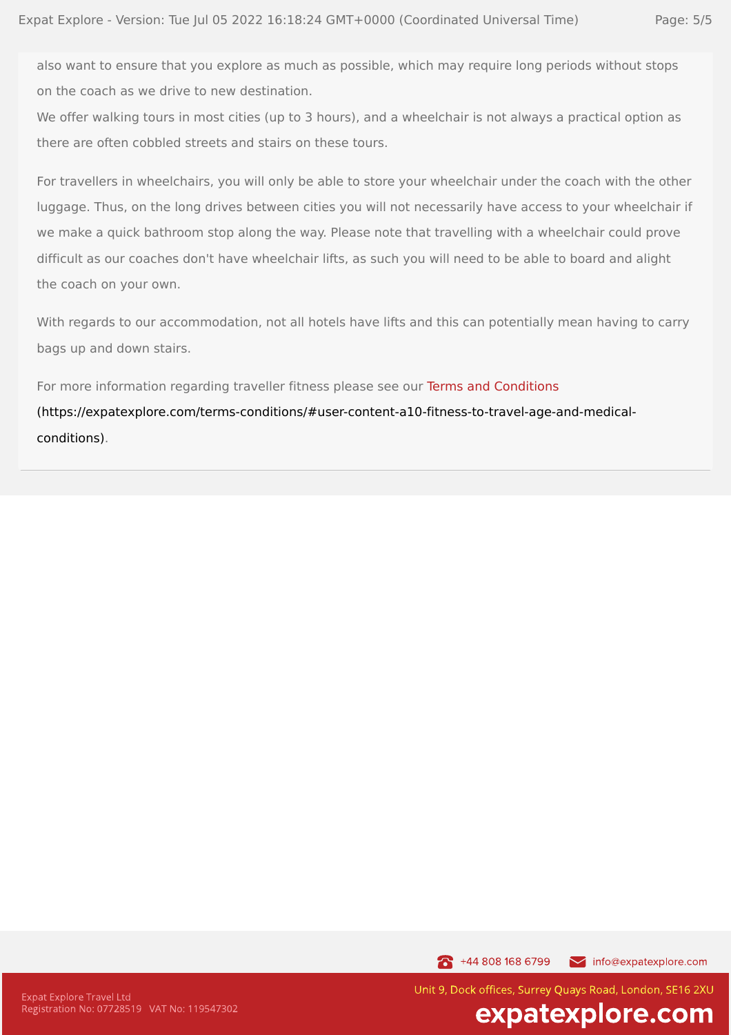also want to ensure that you explore as much as possible, which may require long periods without stops on the coach as we drive to new destination.

We offer walking tours in most cities (up to 3 hours), and a wheelchair is not always a practical option as there are often cobbled streets and stairs on these tours.

For travellers in wheelchairs, you will only be able to store your wheelchair under the coach with the other luggage. Thus, on the long drives between cities you will not necessarily have access to your wheelchair if we make a quick bathroom stop along the way. Please note that travelling with a wheelchair could prove difficult as our coaches don't have wheelchair lifts, as such you will need to be able to board and alight the coach on your own.

With regards to our accommodation, not all hotels have lifts and this can potentially mean having to carry bags up and down stairs.

For more information regarding traveller fitness please see our Terms and Conditions (https://expatexplore.com/terms-conditions/#user-content-a10-fitness-to-travel-age-and-medical-conditions).